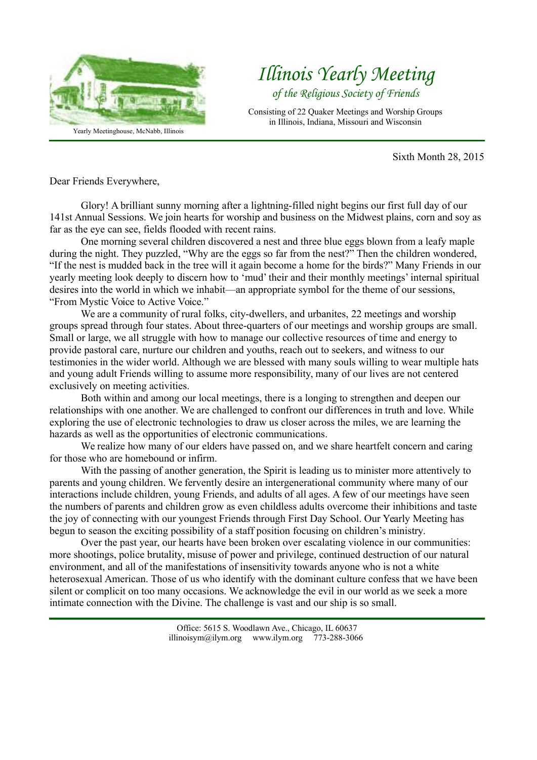Yearly Meetinghouse, McNabb, Illinois

# *Illinois Yearly Meeting*

*of the Religious Society of Friends*

Consisting of 22 Quaker Meetings and Worship Groups in Illinois, Indiana, Missouri and Wisconsin

Sixth Month 28, 2015

Dear Friends Everywhere,

Glory! A brilliant sunny morning after a lightning-filled night begins our first full day of our 141st Annual Sessions. We join hearts for worship and business on the Midwest plains, corn and soy as far as the eye can see, fields flooded with recent rains.

One morning several children discovered a nest and three blue eggs blown from a leafy maple during the night. They puzzled, "Why are the eggs so far from the nest?" Then the children wondered, "If the nest is mudded back in the tree will it again become a home for the birds?" Many Friends in our yearly meeting look deeply to discern how to 'mud' their and their monthly meetings' internal spiritual desires into the world in which we inhabit—an appropriate symbol for the theme of our sessions, "From Mystic Voice to Active Voice."

We are a community of rural folks, city-dwellers, and urbanites, 22 meetings and worship groups spread through four states. About three-quarters of our meetings and worship groups are small. Small or large, we all struggle with how to manage our collective resources of time and energy to provide pastoral care, nurture our children and youths, reach out to seekers, and witness to our testimonies in the wider world. Although we are blessed with many souls willing to wear multiple hats and young adult Friends willing to assume more responsibility, many of our lives are not centered exclusively on meeting activities.

Both within and among our local meetings, there is a longing to strengthen and deepen our relationships with one another. We are challenged to confront our differences in truth and love. While exploring the use of electronic technologies to draw us closer across the miles, we are learning the hazards as well as the opportunities of electronic communications.

We realize how many of our elders have passed on, and we share heartfelt concern and caring for those who are homebound or infirm.

With the passing of another generation, the Spirit is leading us to minister more attentively to parents and young children. We fervently desire an intergenerational community where many of our interactions include children, young Friends, and adults of all ages. A few of our meetings have seen the numbers of parents and children grow as even childless adults overcome their inhibitions and taste the joy of connecting with our youngest Friends through First Day School. Our Yearly Meeting has begun to season the exciting possibility of a staff position focusing on children's ministry.

Over the past year, our hearts have been broken over escalating violence in our communities: more shootings, police brutality, misuse of power and privilege, continued destruction of our natural environment, and all of the manifestations of insensitivity towards anyone who is not a white heterosexual American. Those of us who identify with the dominant culture confess that we have been silent or complicit on too many occasions. We acknowledge the evil in our world as we seek a more intimate connection with the Divine. The challenge is vast and our ship is so small.

Office: 5615 S. Woodlawn Ave., Chicago, IL 60637
illinoisym@ilym.org www.ilym.org 773-288-3066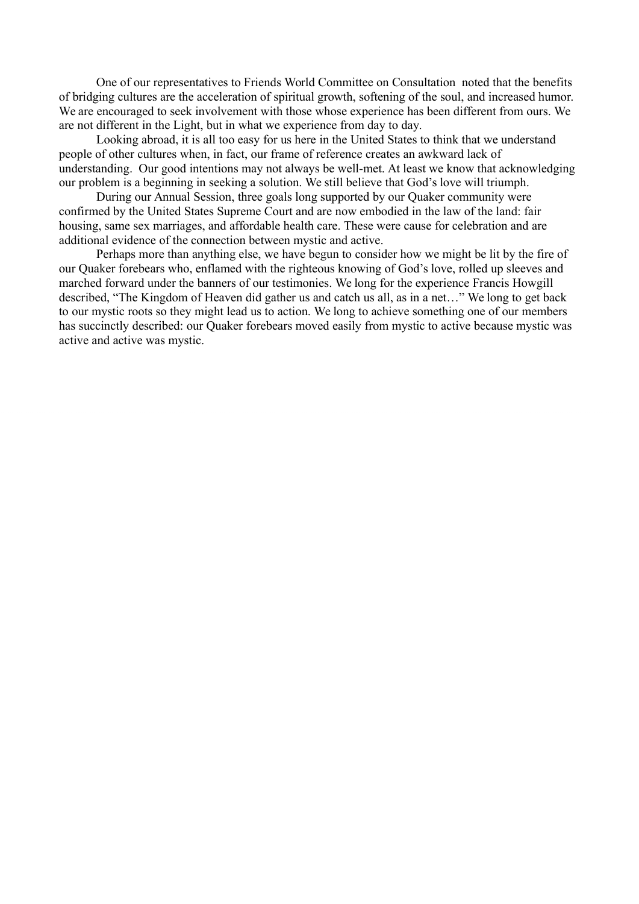One of our representatives to Friends World Committee on Consultation noted that the benefits of bridging cultures are the acceleration of spiritual growth, softening of the soul, and increased humor. We are encouraged to seek involvement with those whose experience has been different from ours. We are not different in the Light, but in what we experience from day to day.

Looking abroad, it is all too easy for us here in the United States to think that we understand people of other cultures when, in fact, our frame of reference creates an awkward lack of understanding. Our good intentions may not always be well-met. At least we know that acknowledging our problem is a beginning in seeking a solution. We still believe that God's love will triumph.

During our Annual Session, three goals long supported by our Quaker community were confirmed by the United States Supreme Court and are now embodied in the law of the land: fair housing, same sex marriages, and affordable health care. These were cause for celebration and are additional evidence of the connection between mystic and active.

Perhaps more than anything else, we have begun to consider how we might be lit by the fire of our Quaker forebears who, enflamed with the righteous knowing of God's love, rolled up sleeves and marched forward under the banners of our testimonies. We long for the experience Francis Howgill described, "The Kingdom of Heaven did gather us and catch us all, as in a net…" We long to get back to our mystic roots so they might lead us to action. We long to achieve something one of our members has succinctly described: our Quaker forebears moved easily from mystic to active because mystic was active and active was mystic.